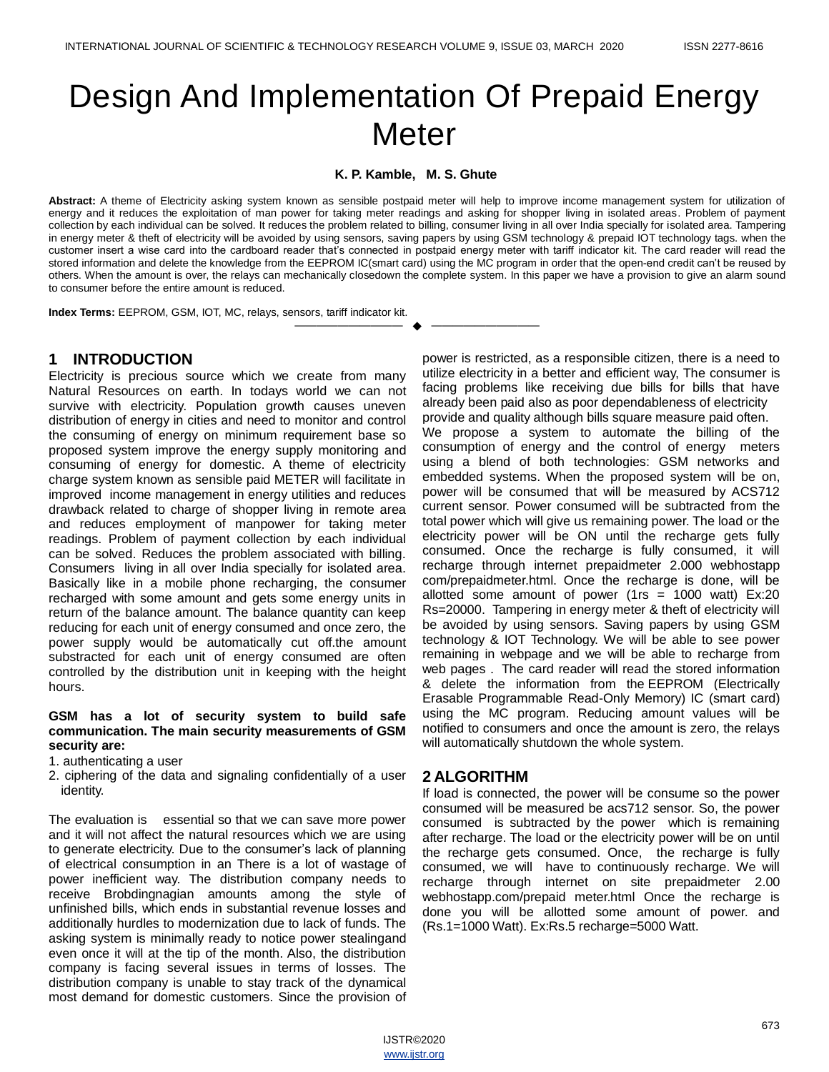# Design And Implementation Of Prepaid Energy Meter

**K. P. Kamble, M. S. Ghute**

**Abstract:** A theme of Electricity asking system known as sensible postpaid meter will help to improve income management system for utilization of energy and it reduces the exploitation of man power for taking meter readings and asking for shopper living in isolated areas. Problem of payment collection by each individual can be solved. It reduces the problem related to billing, consumer living in all over India specially for isolated area. Tampering in energy meter & theft of electricity will be avoided by using sensors, saving papers by using GSM technology & prepaid IOT technology tags. when the customer insert a wise card into the cardboard reader that's connected in postpaid energy meter with tariff indicator kit. The card reader will read the stored information and delete the knowledge from the EEPROM IC(smart card) using the MC program in order that the open-end credit can't be reused by others. When the amount is over, the relays can mechanically closedown the complete system. In this paper we have a provision to give an alarm sound to consumer before the entire amount is reduced.

**Index Terms:** EEPROM, GSM, IOT, MC, relays, sensors, tariff indicator kit.

## 1 INTRODUCTION

Electricity is precious source which we create from many Natural Resources on earth. In todays world we can not survive with electricity. Population growth causes uneven distribution of energy in cities and need to monitor and control the consuming of energy on minimum requirement base so proposed system improve the energy supply monitoring and consuming of energy for domestic. A theme of electricity charge system known as sensible paid METER will facilitate in improved income management in energy utilities and reduces drawback related to charge of shopper living in remote area and reduces employment of manpower for taking meter readings. Problem of payment collection by each individual can be solved. Reduces the problem associated with billing. Consumers living in all over India specially for isolated area. Basically like in a mobile phone recharging, the consumer recharged with some amount and gets some energy units in return of the balance amount. The balance quantity can keep reducing for each unit of energy consumed and once zero, the power supply would be automatically cut off.the amount substracted for each unit of energy consumed are often controlled by the distribution unit in keeping with the height hours.

**GSM has a lot of security system to build safe communication. The main security measurements of GSM security are:**

1. authenticating a user
2. ciphering of the data and signaling confidentially of a user identity.

The evaluation is essential so that we can save more power and it will not affect the natural resources which we are using to generate electricity. Due to the consumer's lack of planning of electrical consumption in an There is a lot of wastage of power inefficient way. The distribution company needs to receive Brobdingnagian amounts among the style of unfinished bills, which ends in substantial revenue losses and additionally hurdles to modernization due to lack of funds. The asking system is minimally ready to notice power stealingand even once it will at the tip of the month. Also, the distribution company is facing several issues in terms of losses. The distribution company is unable to stay track of the dynamical most demand for domestic customers. Since the provision of power is restricted, as a responsible citizen, there is a need to utilize electricity in a better and efficient way, The consumer is facing problems like receiving due bills for bills that have already been paid also as poor dependableness of electricity provide and quality although bills square measure paid often.

We propose a system to automate the billing of the consumption of energy and the control of energy meters using a blend of both technologies: GSM networks and embedded systems. When the proposed system will be on, power will be consumed that will be measured by ACS712 current sensor. Power consumed will be subtracted from the total power which will give us remaining power. The load or the electricity power will be ON until the recharge gets fully consumed. Once the recharge is fully consumed, it will recharge through internet prepaidmeter 2.000 webhostapp com/prepaidmeter.html. Once the recharge is done, will be allotted some amount of power (1rs = 1000 watt) Ex:20 Rs=20000. Tampering in energy meter & theft of electricity will be avoided by using sensors. Saving papers by using GSM technology & IOT Technology. We will be able to see power remaining in webpage and we will be able to recharge from web pages . The card reader will read the stored information & delete the information from the EEPROM (Electrically Erasable Programmable Read-Only Memory) IC (smart card) using the MC program. Reducing amount values will be notified to consumers and once the amount is zero, the relays will automatically shutdown the whole system.

## 2 ALGORITHM

If load is connected, the power will be consume so the power consumed will be measured be acs712 sensor. So, the power consumed is subtracted by the power which is remaining after recharge. The load or the electricity power will be on until the recharge gets consumed. Once, the recharge is fully consumed, we will have to continuously recharge. We will recharge through internet on site prepaidmeter 2.00 webhostapp.com/prepaid meter.html Once the recharge is done you will be allotted some amount of power. and (Rs.1=1000 Watt). Ex:Rs.5 recharge=5000 Watt.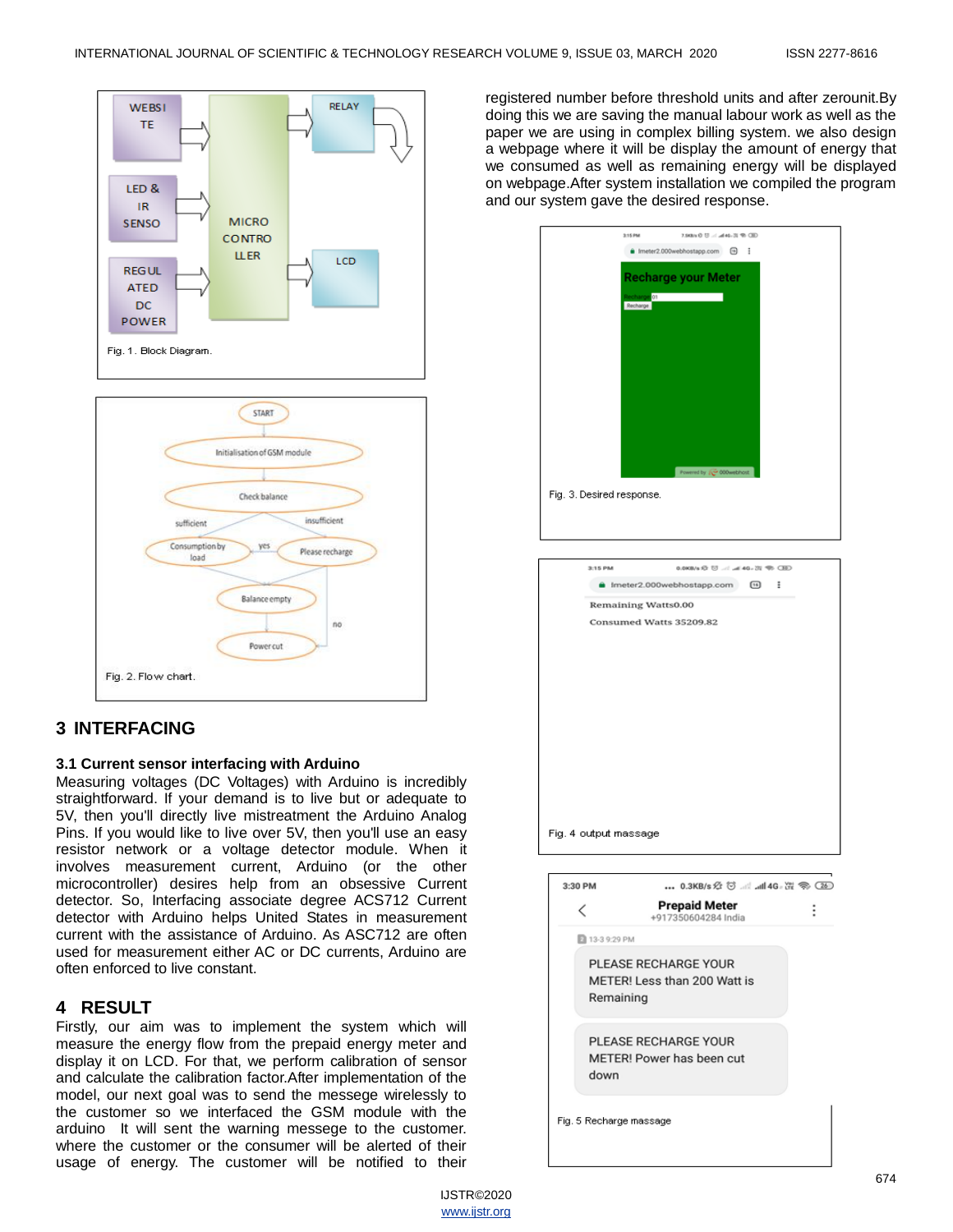Fig. 1. Block Diagram.

Fig. 2. Flow chart.

## 3 INTERFACING

### 3.1 Current sensor interfacing with Arduino

Measuring voltages (DC Voltages) with Arduino is incredibly straightforward. If your demand is to live but or adequate to 5V, then you'll directly live mistreatment the Arduino Analog Pins. If you would like to live over 5V, then you'll use an easy resistor network or a voltage detector module. When it involves measurement current, Arduino (or the other microcontroller) desires help from an obsessive Current detector. So, Interfacing associate degree ACS712 Current detector with Arduino helps United States in measurement current with the assistance of Arduino. As ASC712 are often used for measurement either AC or DC currents, Arduino are often enforced to live constant.

## 4 RESULT

Firstly, our aim was to implement the system which will measure the energy flow from the prepaid energy meter and display it on LCD. For that, we perform calibration of sensor and calculate the calibration factor.After implementation of the model, our next goal was to send the messege wirelessly to the customer so we interfaced the GSM module with the arduino It will sent the warning messege to the customer. where the customer or the consumer will be alerted of their usage of energy. The customer will be notified to their registered number before threshold units and after zerounit.By doing this we are saving the manual labour work as well as the paper we are using in complex billing system. we also design a webpage where it will be display the amount of energy that we consumed as well as remaining energy will be displayed on webpage.After system installation we compiled the program and our system gave the desired response.

Fig. 3. Desired response.

Fig. 4 output massage

Fig. 5 Recharge massage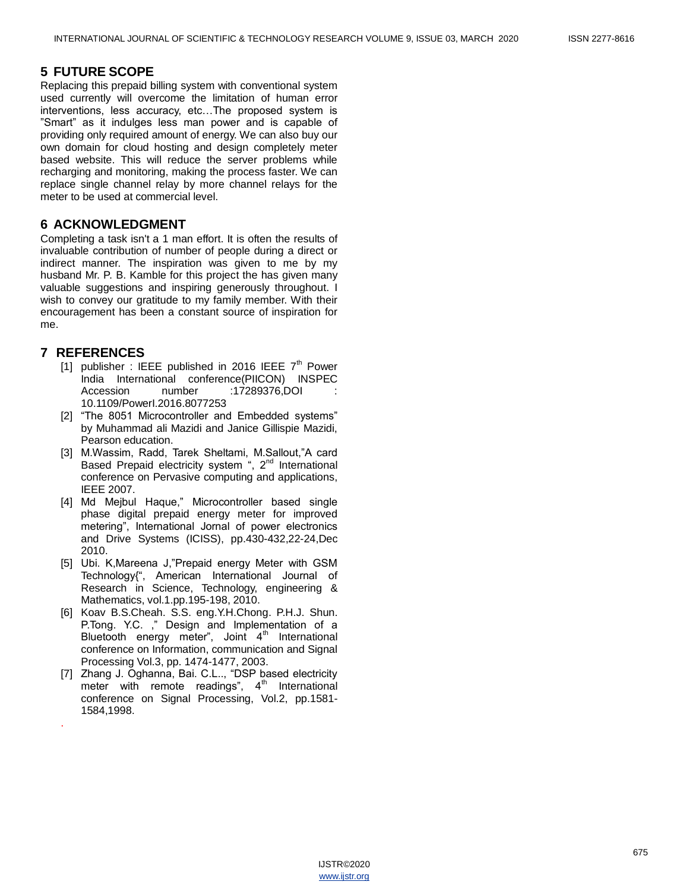## 5 FUTURE SCOPE

Replacing this prepaid billing system with conventional system used currently will overcome the limitation of human error interventions, less accuracy, etc…The proposed system is "Smart" as it indulges less man power and is capable of providing only required amount of energy. We can also buy our own domain for cloud hosting and design completely meter based website. This will reduce the server problems while recharging and monitoring, making the process faster. We can replace single channel relay by more channel relays for the meter to be used at commercial level.

## 6 ACKNOWLEDGMENT

Completing a task isn't a 1 man effort. It is often the results of invaluable contribution of number of people during a direct or indirect manner. The inspiration was given to me by my husband Mr. P. B. Kamble for this project the has given many valuable suggestions and inspiring generously throughout. I wish to convey our gratitude to my family member. With their encouragement has been a constant source of inspiration for me.

## 7 REFERENCES

[1] publisher : IEEE published in 2016 IEEE 7th Power India International conference(PIICON) INSPEC Accession number :17289376,DOI : 10.1109/PowerI.2016.8077253

[2] "The 8051 Microcontroller and Embedded systems" by Muhammad ali Mazidi and Janice Gillispie Mazidi, Pearson education.

[3] M.Wassim, Radd, Tarek Sheltami, M.Sallout,"A card Based Prepaid electricity system ", 2nd International conference on Pervasive computing and applications, IEEE 2007.

[4] Md Mejbul Haque," Microcontroller based single phase digital prepaid energy meter for improved metering", International Jornal of power electronics and Drive Systems (ICISS), pp.430-432,22-24,Dec 2010.

[5] Ubi. K,Mareena J,"Prepaid energy Meter with GSM Technology{", American International Journal of Research in Science, Technology, engineering & Mathematics, vol.1.pp.195-198, 2010.

[6] Koav B.S.Cheah. S.S. eng.Y.H.Chong. P.H.J. Shun. P.Tong. Y.C. ," Design and Implementation of a Bluetooth energy meter", Joint 4th International conference on Information, communication and Signal Processing Vol.3, pp. 1474-1477, 2003.

[7] Zhang J. Oghanna, Bai. C.L.., "DSP based electricity meter with remote readings", 4th International conference on Signal Processing, Vol.2, pp.1581-1584,1998.